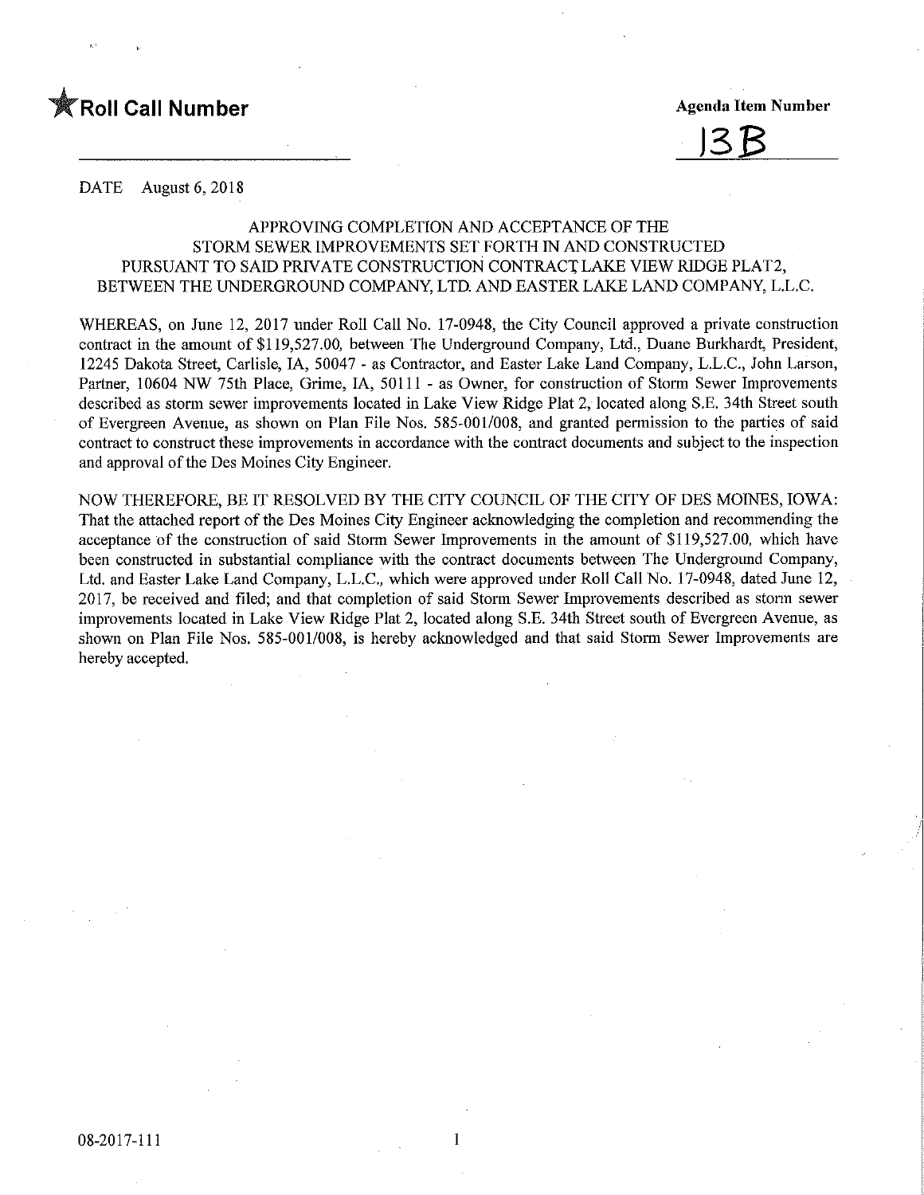**Roll Call Number**

**Agenda Item Number**

13B

DATE August 6, 2018

APPROVING COMPLETION AND ACCEPTANCE OF THE STORM SEWER IMPROVEMENTS SET FORTH IN AND CONSTRUCTED PURSUANT TO SAID PRIVATE CONSTRUCTION CONTRACT LAKE VIEW RIDGE PLAT2, BETWEEN THE UNDERGROUND COMPANY, LTD. AND EASTER LAKE LAND COMPANY, L.L.C.

WHEREAS, on June 12, 2017 under Roll Call No. 17-0948, the City Council approved a private construction contract in the amount of $119,527.00, between The Underground Company, Ltd., Duane Burkhardt, President, 12245 Dakota Street, Carlisle, IA, 50047 - as Contractor, and Easter Lake Land Company, L.L.C., John Larson, Partner, 10604 NW 75th Place, Grime, IA, 50111 - as Owner, for construction of Storm Sewer Improvements described as storm sewer improvements located in Lake View Ridge Plat 2, located along S.E. 34th Street south of Evergreen Avenue, as shown on Plan File Nos. 585-001/008, and granted permission to the parties of said contract to construct these improvements in accordance with the contract documents and subject to the inspection and approval of the Des Moines City Engineer.

NOW THEREFORE, BE IT RESOLVED BY THE CITY COUNCIL OF THE CITY OF DES MOINES, IOWA: That the attached report of the Des Moines City Engineer acknowledging the completion and recommending the acceptance of the construction of said Storm Sewer Improvements in the amount of $119,527.00, which have been constructed in substantial compliance with the contract documents between The Underground Company, Ltd. and Easter Lake Land Company, L.L.C., which were approved under Roll Call No. 17-0948, dated June 12, 2017, be received and filed; and that completion of said Storm Sewer Improvements described as storm sewer improvements located in Lake View Ridge Plat 2, located along S.E. 34th Street south of Evergreen Avenue, as shown on Plan File Nos. 585-001/008, is hereby acknowledged and that said Storm Sewer Improvements are hereby accepted.

08-2017-111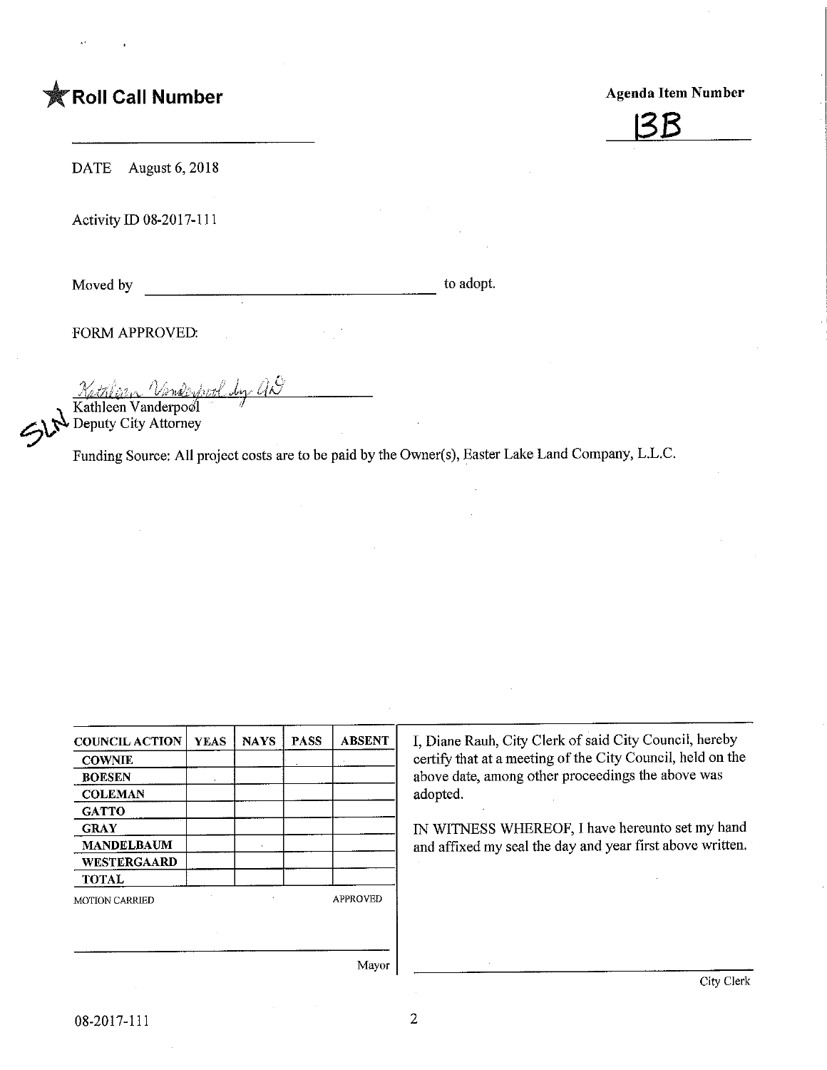**★ Roll Call Number**

**Agenda Item Number**

13B

DATE August 6, 2018

Activity ID 08-2017-111

Moved by ______________________ to adopt.

FORM APPROVED:

Kathleen Vanderpool by AD

Kathleen Vanderpool
Deputy City Attorney

SLN

Funding Source: All project costs are to be paid by the Owner(s), Easter Lake Land Company, L.L.C.

| COUNCIL ACTION | YEAS | NAYS | PASS | ABSENT |
|---|---|---|---|---|
| COWNIE | | | | |
| BOESEN | | | | |
| COLEMAN | | | | |
| GATTO | | | | |
| GRAY | | | | |
| MANDELBAUM | | | | |
| WESTERGAARD | | | | |
| TOTAL | | | | |

MOTION CARRIED APPROVED

______________________
Mayor

I, Diane Rauh, City Clerk of said City Council, hereby certify that at a meeting of the City Council, held on the above date, among other proceedings the above was adopted.

IN WITNESS WHEREOF, I have hereunto set my hand and affixed my seal the day and year first above written.

______________________
City Clerk

08-2017-111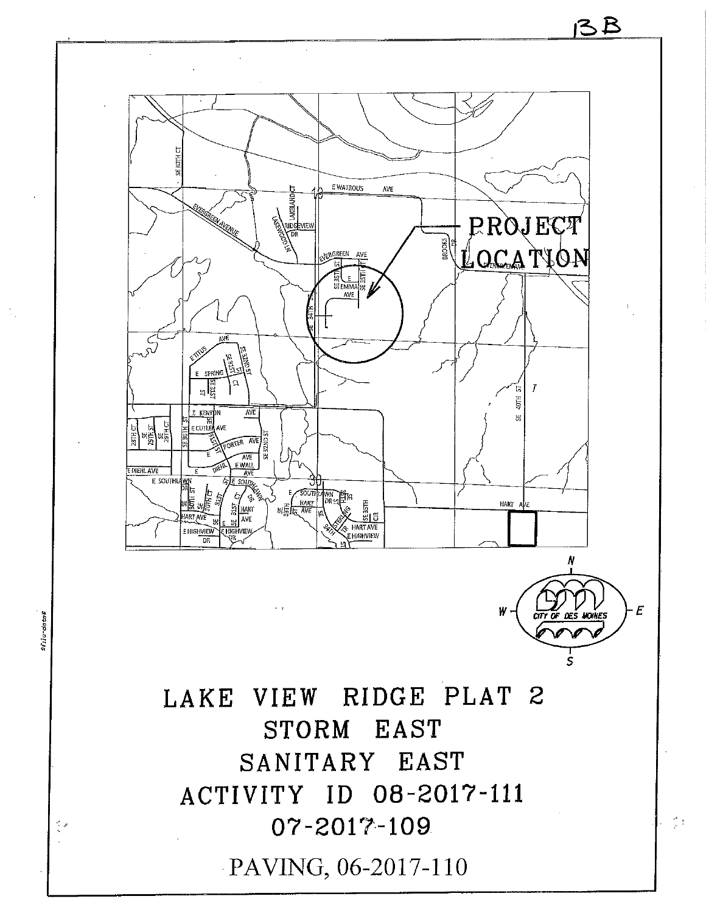13B

PROJECT LOCATION

# LAKE VIEW RIDGE PLAT 2

## STORM EAST

## SANITARY EAST

## ACTIVITY ID 08-2017-111

## 07-2017-109

PAVING, 06-2017-110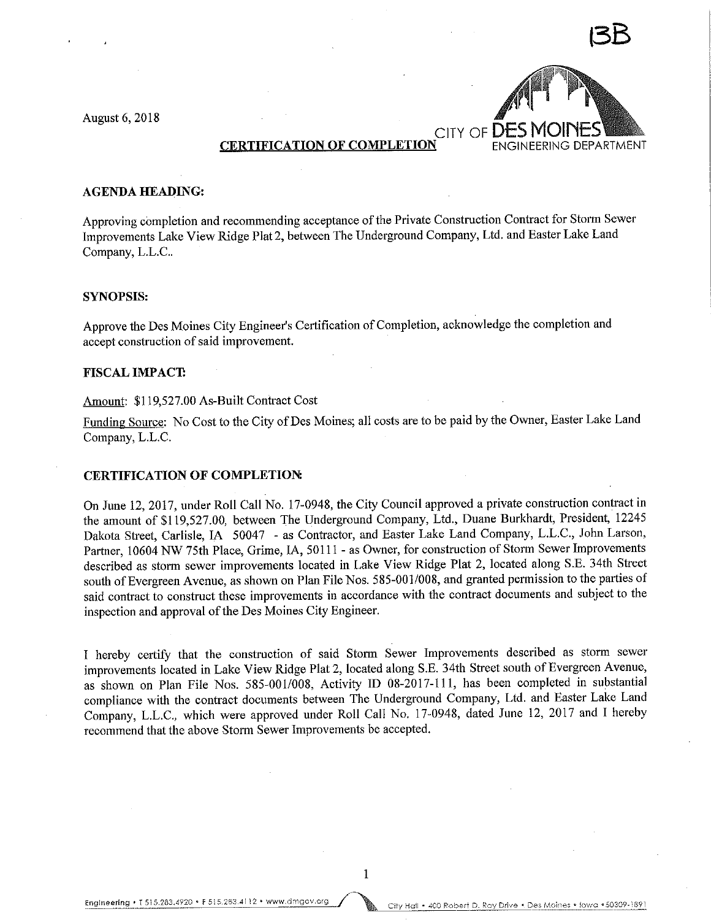13B

August 6, 2018

CITY OF DES MOINES
ENGINEERING DEPARTMENT

**CERTIFICATION OF COMPLETION**

**AGENDA HEADING:**

Approving completion and recommending acceptance of the Private Construction Contract for Storm Sewer Improvements Lake View Ridge Plat 2, between The Underground Company, Ltd. and Easter Lake Land Company, L.L.C..

**SYNOPSIS:**

Approve the Des Moines City Engineer's Certification of Completion, acknowledge the completion and accept construction of said improvement.

**FISCAL IMPACT:**

Amount: $119,527.00 As-Built Contract Cost

Funding Source: No Cost to the City of Des Moines; all costs are to be paid by the Owner, Easter Lake Land Company, L.L.C.

**CERTIFICATION OF COMPLETION:**

On June 12, 2017, under Roll Call No. 17-0948, the City Council approved a private construction contract in the amount of $119,527.00, between The Underground Company, Ltd., Duane Burkhardt, President, 12245 Dakota Street, Carlisle, IA 50047 - as Contractor, and Easter Lake Land Company, L.L.C., John Larson, Partner, 10604 NW 75th Place, Grime, IA, 50111 - as Owner, for construction of Storm Sewer Improvements described as storm sewer improvements located in Lake View Ridge Plat 2, located along S.E. 34th Street south of Evergreen Avenue, as shown on Plan File Nos. 585-001/008, and granted permission to the parties of said contract to construct these improvements in accordance with the contract documents and subject to the inspection and approval of the Des Moines City Engineer.

I hereby certify that the construction of said Storm Sewer Improvements described as storm sewer improvements located in Lake View Ridge Plat 2, located along S.E. 34th Street south of Evergreen Avenue, as shown on Plan File Nos. 585-001/008, Activity ID 08-2017-111, has been completed in substantial compliance with the contract documents between The Underground Company, Ltd. and Easter Lake Land Company, L.L.C., which were approved under Roll Call No. 17-0948, dated June 12, 2017 and I hereby recommend that the above Storm Sewer Improvements be accepted.

Engineering • T 515.283.4920 • F 515.283.4112 • www.dmgov.org | City Hall • 400 Robert D. Ray Drive • Des Moines • Iowa • 50309-1891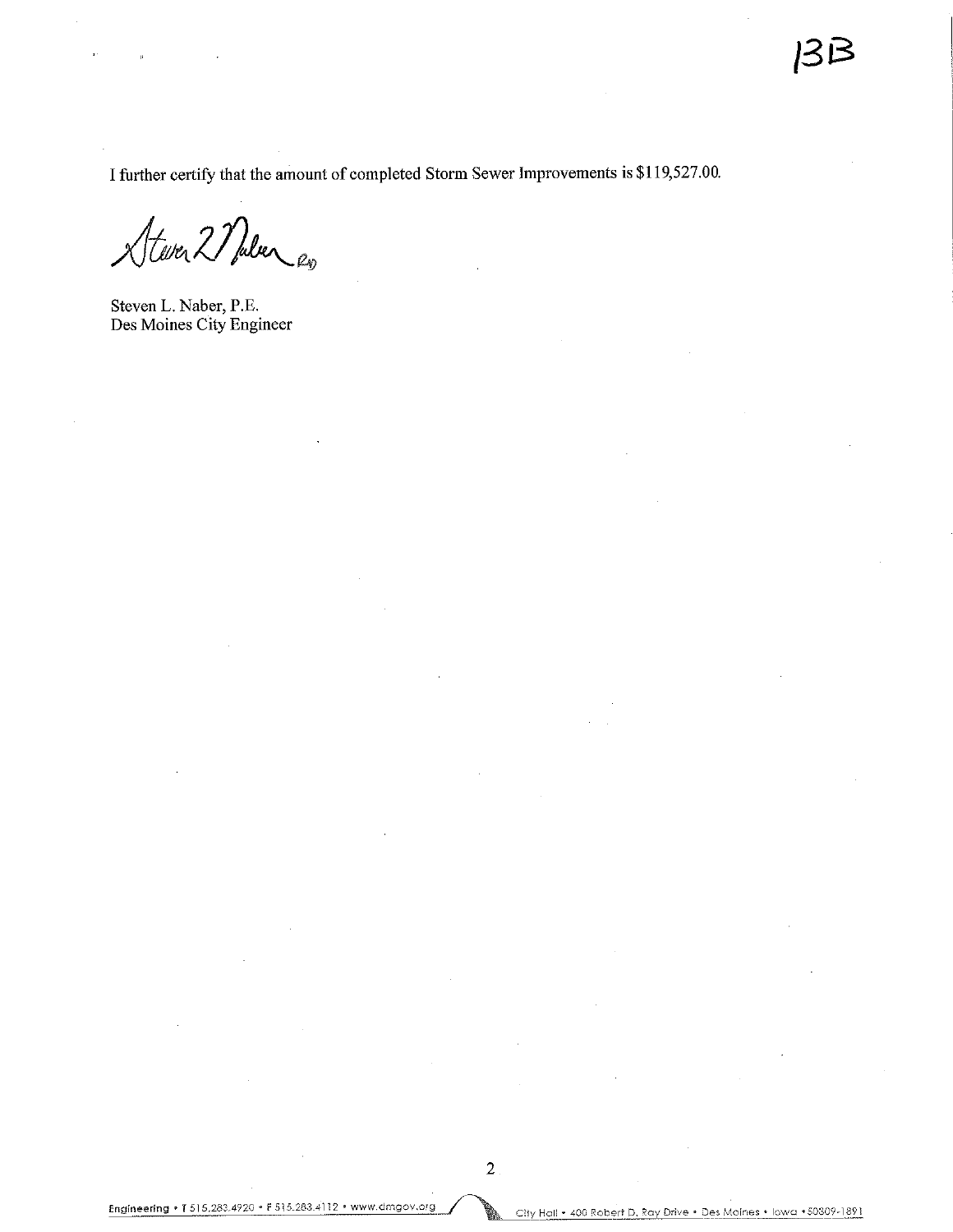13B

I further certify that the amount of completed Storm Sewer Improvements is $119,527.00.

Steven L. Naber, P.E.
Des Moines City Engineer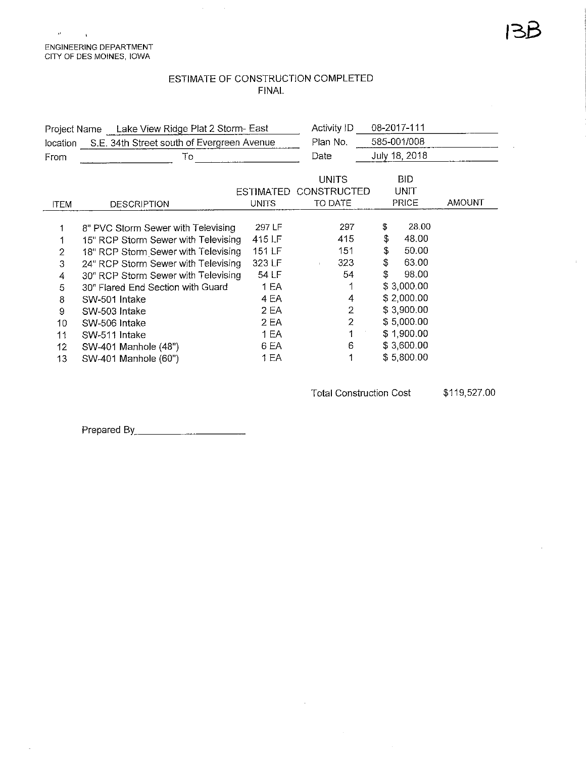13B

ENGINEERING DEPARTMENT
CITY OF DES MOINES, IOWA

# ESTIMATE OF CONSTRUCTION COMPLETED
## FINAL

| | | | |
|---|---|---|---|
| Project Name | Lake View Ridge Plat 2 Storm- East | Activity ID | 08-2017-111 |
| location | S.E. 34th Street south of Evergreen Avenue | Plan No. | 585-001/008 |
| From | To | Date | July 18, 2018 |

| ITEM | DESCRIPTION | ESTIMATED UNITS | UNITS CONSTRUCTED TO DATE | BID UNIT PRICE | AMOUNT |
|---|---|---|---|---|---|
| 1 | 8" PVC Storm Sewer with Televising | 297 LF | 297 | $ 28.00 | |
| 1 | 15" RCP Storm Sewer with Televising | 415 LF | 415 | $ 48.00 | |
| 2 | 18" RCP Storm Sewer with Televising | 151 LF | 151 | $ 50.00 | |
| 3 | 24" RCP Storm Sewer with Televising | 323 LF | 323 | $ 63.00 | |
| 4 | 30" RCP Storm Sewer with Televising | 54 LF | 54 | $ 98.00 | |
| 5 | 30" Flared End Section with Guard | 1 EA | 1 | $ 3,000.00 | |
| 8 | SW-501 Intake | 4 EA | 4 | $ 2,000.00 | |
| 9 | SW-503 Intake | 2 EA | 2 | $ 3,900.00 | |
| 10 | SW-506 Intake | 2 EA | 2 | $ 5,000.00 | |
| 11 | SW-511 Intake | 1 EA | 1 | $ 1,900.00 | |
| 12 | SW-401 Manhole (48") | 6 EA | 6 | $ 3,600.00 | |
| 13 | SW-401 Manhole (60") | 1 EA | 1 | $ 5,800.00 | |

Total Construction Cost $119,527.00

Prepared By_______________________